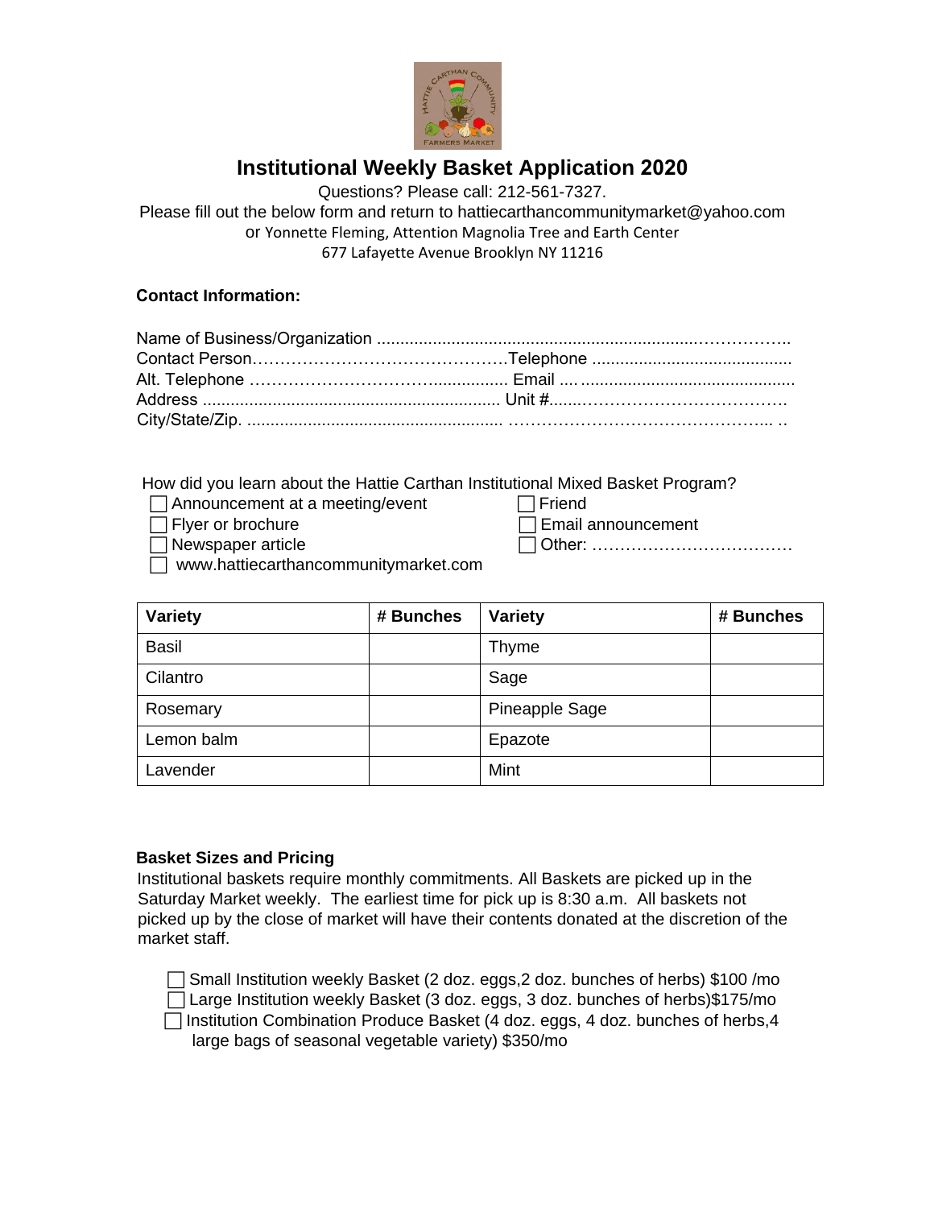# Institutional Weekly Basket Application 2020

Questions? Please call: 212-561-7327.
Please fill out the below form and return to hattiecarthancommunitymarket@yahoo.com
or Yonnette Fleming, Attention Magnolia Tree and Earth Center
677 Lafayette Avenue Brooklyn NY 11216

**Contact Information:**

Name of Business/Organization ..........................................................................……………..
Contact Person………………………………………Telephone ..........................................
Alt. Telephone ……………………………................ Email .... .............................................
Address ................................................................ Unit #.......………………………………….
City/State/Zip. ....................................................... ………………………………………... ..

How did you learn about the Hattie Carthan Institutional Mixed Basket Program?

- ☐ Announcement at a meeting/event
- ☐ Flyer or brochure
- ☐ Newspaper article
- ☐ www.hattiecarthancommunitymarket.com
- ☐ Friend
- ☐ Email announcement
- ☐ Other: ………………………………

| Variety | # Bunches | Variety | # Bunches |
|---|---|---|---|
| Basil | | Thyme | |
| Cilantro | | Sage | |
| Rosemary | | Pineapple Sage | |
| Lemon balm | | Epazote | |
| Lavender | | Mint | |

**Basket Sizes and Pricing**

Institutional baskets require monthly commitments. All Baskets are picked up in the Saturday Market weekly. The earliest time for pick up is 8:30 a.m. All baskets not picked up by the close of market will have their contents donated at the discretion of the market staff.

- ☐ Small Institution weekly Basket (2 doz. eggs,2 doz. bunches of herbs) $100 /mo
- ☐ Large Institution weekly Basket (3 doz. eggs, 3 doz. bunches of herbs)$175/mo
- ☐ Institution Combination Produce Basket (4 doz. eggs, 4 doz. bunches of herbs,4 large bags of seasonal vegetable variety) $350/mo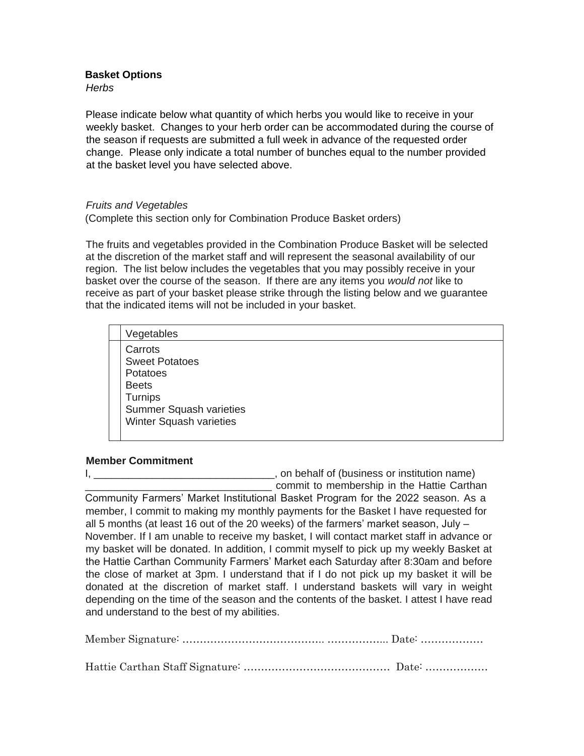**Basket Options**

*Herbs*

Please indicate below what quantity of which herbs you would like to receive in your weekly basket. Changes to your herb order can be accommodated during the course of the season if requests are submitted a full week in advance of the requested order change. Please only indicate a total number of bunches equal to the number provided at the basket level you have selected above.

*Fruits and Vegetables*

(Complete this section only for Combination Produce Basket orders)

The fruits and vegetables provided in the Combination Produce Basket will be selected at the discretion of the market staff and will represent the seasonal availability of our region. The list below includes the vegetables that you may possibly receive in your basket over the course of the season. If there are any items you *would not* like to receive as part of your basket please strike through the listing below and we guarantee that the indicated items will not be included in your basket.

| | Vegetables |
|---|---|
| | Carrots<br>Sweet Potatoes<br>Potatoes<br>Beets<br>Turnips<br>Summer Squash varieties<br>Winter Squash varieties |

**Member Commitment**

I, ________________________________, on behalf of (business or institution name) _________________________________ commit to membership in the Hattie Carthan Community Farmers' Market Institutional Basket Program for the 2022 season. As a member, I commit to making my monthly payments for the Basket I have requested for all 5 months (at least 16 out of the 20 weeks) of the farmers' market season, July – November. If I am unable to receive my basket, I will contact market staff in advance or my basket will be donated. In addition, I commit myself to pick up my weekly Basket at the Hattie Carthan Community Farmers' Market each Saturday after 8:30am and before the close of market at 3pm. I understand that if I do not pick up my basket it will be donated at the discretion of market staff. I understand baskets will vary in weight depending on the time of the season and the contents of the basket. I attest I have read and understand to the best of my abilities.

Member Signature: ……………………………….. …………….. Date: ………………

Hattie Carthan Staff Signature: …………………………………… Date: ………………